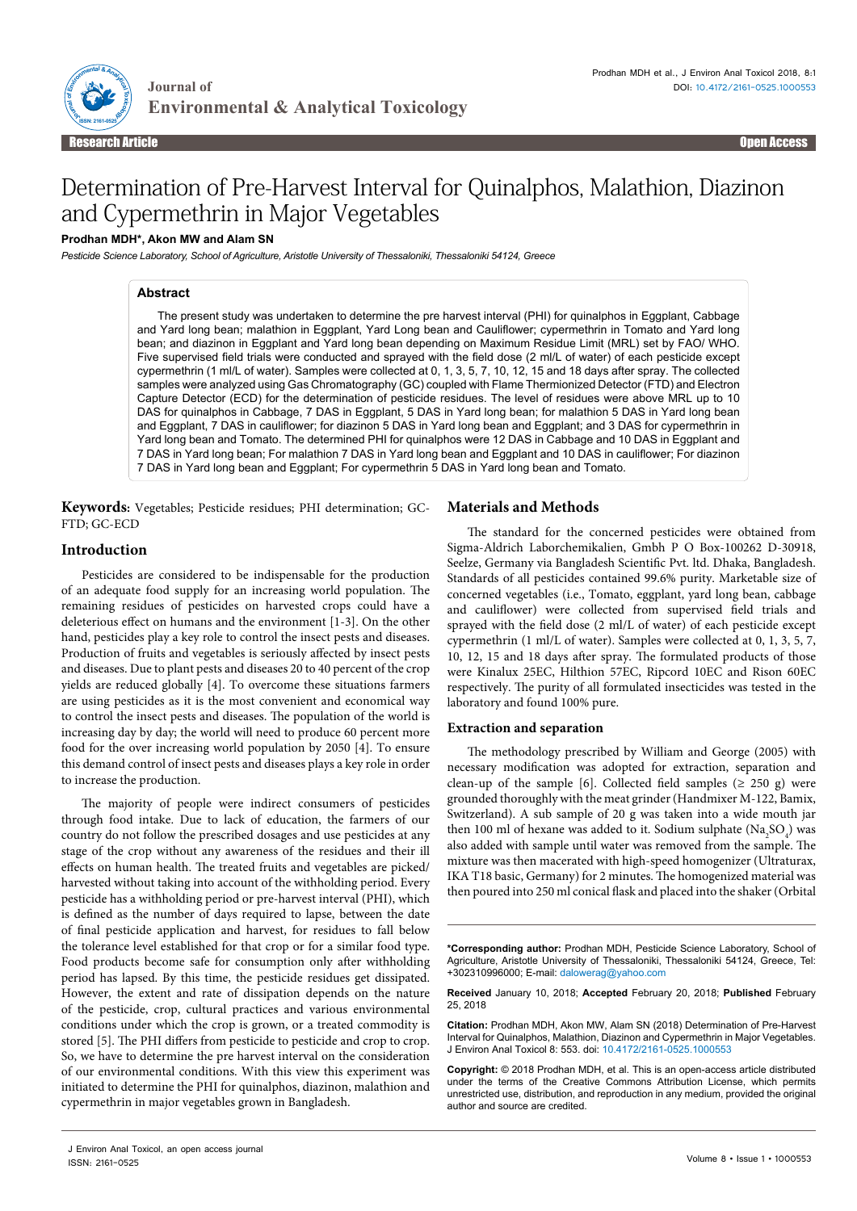# Determination of Pre-Harvest Interval for Quinalphos, Malathion, Diazinon and Cypermethrin in Major Vegetables

**Prodhan MDH\*, Akon MW and Alam SN**

*Pesticide Science Laboratory, School of Agriculture, Aristotle University of Thessaloniki, Thessaloniki 54124, Greece*

## Abstract

The present study was undertaken to determine the pre harvest interval (PHI) for quinalphos in Eggplant, Cabbage and Yard long bean; malathion in Eggplant, Yard Long bean and Cauliflower; cypermethrin in Tomato and Yard long bean; and diazinon in Eggplant and Yard long bean depending on Maximum Residue Limit (MRL) set by FAO/ WHO. Five supervised field trials were conducted and sprayed with the field dose (2 ml/L of water) of each pesticide except cypermethrin (1 ml/L of water). Samples were collected at 0, 1, 3, 5, 7, 10, 12, 15 and 18 days after spray. The collected samples were analyzed using Gas Chromatography (GC) coupled with Flame Thermionized Detector (FTD) and Electron Capture Detector (ECD) for the determination of pesticide residues. The level of residues were above MRL up to 10 DAS for quinalphos in Cabbage, 7 DAS in Eggplant, 5 DAS in Yard long bean; for malathion 5 DAS in Yard long bean and Eggplant, 7 DAS in cauliflower; for diazinon 5 DAS in Yard long bean and Eggplant; and 3 DAS for cypermethrin in Yard long bean and Tomato. The determined PHI for quinalphos were 12 DAS in Cabbage and 10 DAS in Eggplant and 7 DAS in Yard long bean; For malathion 7 DAS in Yard long bean and Eggplant and 10 DAS in cauliflower; For diazinon 7 DAS in Yard long bean and Eggplant; For cypermethrin 5 DAS in Yard long bean and Tomato.

**Keywords:** Vegetables; Pesticide residues; PHI determination; GC-FTD; GC-ECD

## Introduction

Pesticides are considered to be indispensable for the production of an adequate food supply for an increasing world population. The remaining residues of pesticides on harvested crops could have a deleterious effect on humans and the environment [1-3]. On the other hand, pesticides play a key role to control the insect pests and diseases. Production of fruits and vegetables is seriously affected by insect pests and diseases. Due to plant pests and diseases 20 to 40 percent of the crop yields are reduced globally [4]. To overcome these situations farmers are using pesticides as it is the most convenient and economical way to control the insect pests and diseases. The population of the world is increasing day by day; the world will need to produce 60 percent more food for the over increasing world population by 2050 [4]. To ensure this demand control of insect pests and diseases plays a key role in order to increase the production.

The majority of people were indirect consumers of pesticides through food intake. Due to lack of education, the farmers of our country do not follow the prescribed dosages and use pesticides at any stage of the crop without any awareness of the residues and their ill effects on human health. The treated fruits and vegetables are picked/harvested without taking into account of the withholding period. Every pesticide has a withholding period or pre-harvest interval (PHI), which is defined as the number of days required to lapse, between the date of final pesticide application and harvest, for residues to fall below the tolerance level established for that crop or for a similar food type. Food products become safe for consumption only after withholding period has lapsed. By this time, the pesticide residues get dissipated. However, the extent and rate of dissipation depends on the nature of the pesticide, crop, cultural practices and various environmental conditions under which the crop is grown, or a treated commodity is stored [5]. The PHI differs from pesticide to pesticide and crop to crop. So, we have to determine the pre harvest interval on the consideration of our environmental conditions. With this view this experiment was initiated to determine the PHI for quinalphos, diazinon, malathion and cypermethrin in major vegetables grown in Bangladesh.

## Materials and Methods

The standard for the concerned pesticides were obtained from Sigma-Aldrich Laborchemikalien, Gmbh P O Box-100262 D-30918, Seelze, Germany via Bangladesh Scientific Pvt. ltd. Dhaka, Bangladesh. Standards of all pesticides contained 99.6% purity. Marketable size of concerned vegetables (i.e., Tomato, eggplant, yard long bean, cabbage and cauliflower) were collected from supervised field trials and sprayed with the field dose (2 ml/L of water) of each pesticide except cypermethrin (1 ml/L of water). Samples were collected at 0, 1, 3, 5, 7, 10, 12, 15 and 18 days after spray. The formulated products of those were Kinalux 25EC, Hilthion 57EC, Ripcord 10EC and Rison 60EC respectively. The purity of all formulated insecticides was tested in the laboratory and found 100% pure.

### Extraction and separation

The methodology prescribed by William and George (2005) with necessary modification was adopted for extraction, separation and clean-up of the sample [6]. Collected field samples (≥ 250 g) were grounded thoroughly with the meat grinder (Handmixer M-122, Bamix, Switzerland). A sub sample of 20 g was taken into a wide mouth jar then 100 ml of hexane was added to it. Sodium sulphate ($Na_2SO_4$) was also added with sample until water was removed from the sample. The mixture was then macerated with high-speed homogenizer (Ultraturax, IKA T18 basic, Germany) for 2 minutes. The homogenized material was then poured into 250 ml conical flask and placed into the shaker (Orbital

---

**\*Corresponding author:** Prodhan MDH, Pesticide Science Laboratory, School of Agriculture, Aristotle University of Thessaloniki, Thessaloniki 54124, Greece, Tel: +302310996000; E-mail: dalowerag@yahoo.com

**Received** January 10, 2018; **Accepted** February 20, 2018; **Published** February 25, 2018

**Citation:** Prodhan MDH, Akon MW, Alam SN (2018) Determination of Pre-Harvest Interval for Quinalphos, Malathion, Diazinon and Cypermethrin in Major Vegetables. J Environ Anal Toxicol 8: 553. doi: 10.4172/2161-0525.1000553

**Copyright:** © 2018 Prodhan MDH, et al. This is an open-access article distributed under the terms of the Creative Commons Attribution License, which permits unrestricted use, distribution, and reproduction in any medium, provided the original author and source are credited.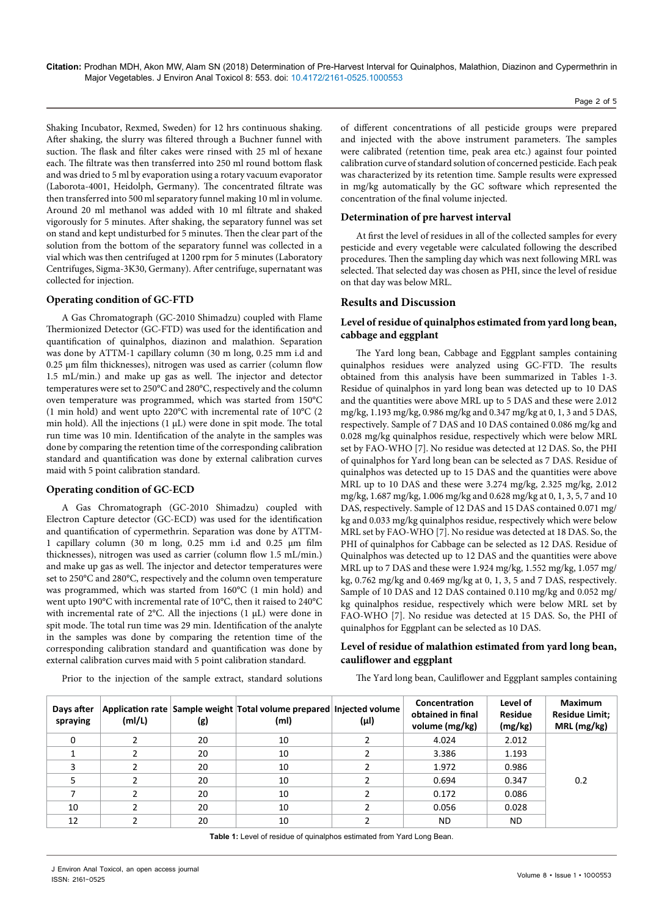Shaking Incubator, Rexmed, Sweden) for 12 hrs continuous shaking. After shaking, the slurry was filtered through a Buchner funnel with suction. The flask and filter cakes were rinsed with 25 ml of hexane each. The filtrate was then transferred into 250 ml round bottom flask and was dried to 5 ml by evaporation using a rotary vacuum evaporator (Laborota-4001, Heidolph, Germany). The concentrated filtrate was then transferred into 500 ml separatory funnel making 10 ml in volume. Around 20 ml methanol was added with 10 ml filtrate and shaked vigorously for 5 minutes. After shaking, the separatory funnel was set on stand and kept undisturbed for 5 minutes. Then the clear part of the solution from the bottom of the separatory funnel was collected in a vial which was then centrifuged at 1200 rpm for 5 minutes (Laboratory Centrifuges, Sigma-3K30, Germany). After centrifuge, supernatant was collected for injection.

### Operating condition of GC-FTD

A Gas Chromatograph (GC-2010 Shimadzu) coupled with Flame Thermionized Detector (GC-FTD) was used for the identification and quantification of quinalphos, diazinon and malathion. Separation was done by ATTM-1 capillary column (30 m long, 0.25 mm i.d and 0.25 μm film thicknesses), nitrogen was used as carrier (column flow 1.5 mL/min.) and make up gas as well. The injector and detector temperatures were set to 250°C and 280°C, respectively and the column oven temperature was programmed, which was started from 150°C (1 min hold) and went upto 220°C with incremental rate of 10°C (2 min hold). All the injections (1 μL) were done in spit mode. The total run time was 10 min. Identification of the analyte in the samples was done by comparing the retention time of the corresponding calibration standard and quantification was done by external calibration curves maid with 5 point calibration standard.

### Operating condition of GC-ECD

A Gas Chromatograph (GC-2010 Shimadzu) coupled with Electron Capture detector (GC-ECD) was used for the identification and quantification of cypermethrin. Separation was done by ATTM-1 capillary column (30 m long, 0.25 mm i.d and 0.25 μm film thicknesses), nitrogen was used as carrier (column flow 1.5 mL/min.) and make up gas as well. The injector and detector temperatures were set to 250°C and 280°C, respectively and the column oven temperature was programmed, which was started from 160°C (1 min hold) and went upto 190°C with incremental rate of 10°C, then it raised to 240°C with incremental rate of 2°C. All the injections (1 μL) were done in spit mode. The total run time was 29 min. Identification of the analyte in the samples was done by comparing the retention time of the corresponding calibration standard and quantification was done by external calibration curves maid with 5 point calibration standard.

Prior to the injection of the sample extract, standard solutions of different concentrations of all pesticide groups were prepared and injected with the above instrument parameters. The samples were calibrated (retention time, peak area etc.) against four pointed calibration curve of standard solution of concerned pesticide. Each peak was characterized by its retention time. Sample results were expressed in mg/kg automatically by the GC software which represented the concentration of the final volume injected.

### Determination of pre harvest interval

At first the level of residues in all of the collected samples for every pesticide and every vegetable were calculated following the described procedures. Then the sampling day which was next following MRL was selected. That selected day was chosen as PHI, since the level of residue on that day was below MRL.

## Results and Discussion

### Level of residue of quinalphos estimated from yard long bean, cabbage and eggplant

The Yard long bean, Cabbage and Eggplant samples containing quinalphos residues were analyzed using GC-FTD. The results obtained from this analysis have been summarized in Tables 1-3. Residue of quinalphos in yard long bean was detected up to 10 DAS and the quantities were above MRL up to 5 DAS and these were 2.012 mg/kg, 1.193 mg/kg, 0.986 mg/kg and 0.347 mg/kg at 0, 1, 3 and 5 DAS, respectively. Sample of 7 DAS and 10 DAS contained 0.086 mg/kg and 0.028 mg/kg quinalphos residue, respectively which were below MRL set by FAO-WHO [7]. No residue was detected at 12 DAS. So, the PHI of quinalphos for Yard long bean can be selected as 7 DAS. Residue of quinalphos was detected up to 15 DAS and the quantities were above MRL up to 10 DAS and these were 3.274 mg/kg, 2.325 mg/kg, 2.012 mg/kg, 1.687 mg/kg, 1.006 mg/kg and 0.628 mg/kg at 0, 1, 3, 5, 7 and 10 DAS, respectively. Sample of 12 DAS and 15 DAS contained 0.071 mg/kg and 0.033 mg/kg quinalphos residue, respectively which were below MRL set by FAO-WHO [7]. No residue was detected at 18 DAS. So, the PHI of quinalphos for Cabbage can be selected as 12 DAS. Residue of Quinalphos was detected up to 12 DAS and the quantities were above MRL up to 7 DAS and these were 1.924 mg/kg, 1.552 mg/kg, 1.057 mg/kg, 0.762 mg/kg and 0.469 mg/kg at 0, 1, 3, 5 and 7 DAS, respectively. Sample of 10 DAS and 12 DAS contained 0.110 mg/kg and 0.052 mg/kg quinalphos residue, respectively which were below MRL set by FAO-WHO [7]. No residue was detected at 15 DAS. So, the PHI of quinalphos for Eggplant can be selected as 10 DAS.

### Level of residue of malathion estimated from yard long bean, cauliflower and eggplant

The Yard long bean, Cauliflower and Eggplant samples containing

| Days after spraying | Application rate (ml/L) | Sample weight (g) | Total volume prepared (ml) | Injected volume (μl) | Concentration obtained in final volume (mg/kg) | Level of Residue (mg/kg) | Maximum Residue Limit; MRL (mg/kg) |
|---|---|---|---|---|---|---|---|
| 0 | 2 | 20 | 10 | 2 | 4.024 | 2.012 | |
| 1 | 2 | 20 | 10 | 2 | 3.386 | 1.193 | |
| 3 | 2 | 20 | 10 | 2 | 1.972 | 0.986 | |
| 5 | 2 | 20 | 10 | 2 | 0.694 | 0.347 | 0.2 |
| 7 | 2 | 20 | 10 | 2 | 0.172 | 0.086 | |
| 10 | 2 | 20 | 10 | 2 | 0.056 | 0.028 | |
| 12 | 2 | 20 | 10 | 2 | ND | ND | |

**Table 1:** Level of residue of quinalphos estimated from Yard Long Bean.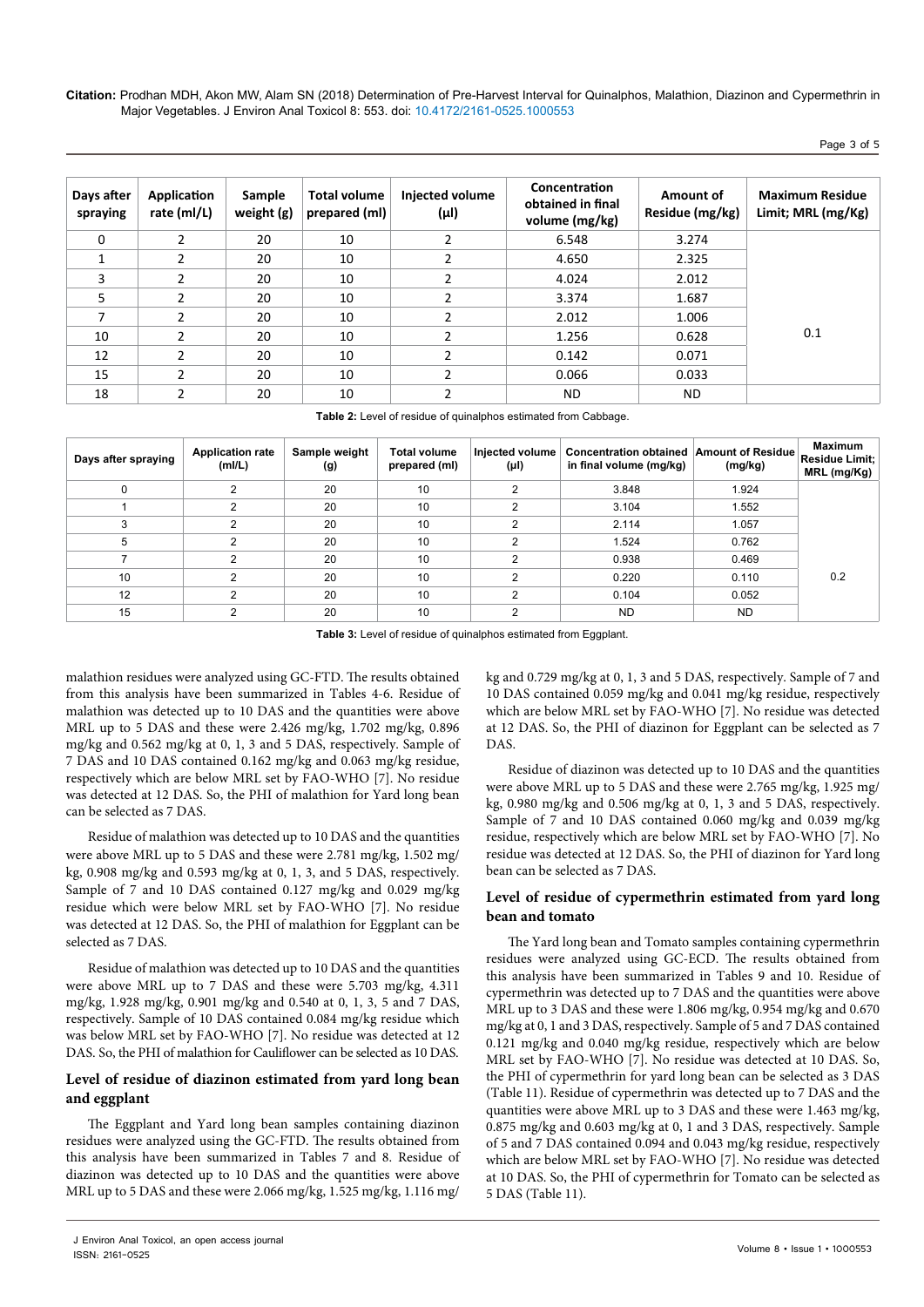| Days after spraying | Application rate (ml/L) | Sample weight (g) | Total volume prepared (ml) | Injected volume (µl) | Concentration obtained in final volume (mg/kg) | Amount of Residue (mg/kg) | Maximum Residue Limit; MRL (mg/Kg) |
|---|---|---|---|---|---|---|---|
| 0 | 2 | 20 | 10 | 2 | 6.548 | 3.274 | 0.1 |
| 1 | 2 | 20 | 10 | 2 | 4.650 | 2.325 | |
| 3 | 2 | 20 | 10 | 2 | 4.024 | 2.012 | |
| 5 | 2 | 20 | 10 | 2 | 3.374 | 1.687 | |
| 7 | 2 | 20 | 10 | 2 | 2.012 | 1.006 | |
| 10 | 2 | 20 | 10 | 2 | 1.256 | 0.628 | |
| 12 | 2 | 20 | 10 | 2 | 0.142 | 0.071 | |
| 15 | 2 | 20 | 10 | 2 | 0.066 | 0.033 | |
| 18 | 2 | 20 | 10 | 2 | ND | ND | |

**Table 2:** Level of residue of quinalphos estimated from Cabbage.

| Days after spraying | Application rate (ml/L) | Sample weight (g) | Total volume prepared (ml) | Injected volume (µl) | Concentration obtained in final volume (mg/kg) | Amount of Residue (mg/kg) | Maximum Residue Limit; MRL (mg/Kg) |
|---|---|---|---|---|---|---|---|
| 0 | 2 | 20 | 10 | 2 | 3.848 | 1.924 | 0.2 |
| 1 | 2 | 20 | 10 | 2 | 3.104 | 1.552 | |
| 3 | 2 | 20 | 10 | 2 | 2.114 | 1.057 | |
| 5 | 2 | 20 | 10 | 2 | 1.524 | 0.762 | |
| 7 | 2 | 20 | 10 | 2 | 0.938 | 0.469 | |
| 10 | 2 | 20 | 10 | 2 | 0.220 | 0.110 | |
| 12 | 2 | 20 | 10 | 2 | 0.104 | 0.052 | |
| 15 | 2 | 20 | 10 | 2 | ND | ND | |

**Table 3:** Level of residue of quinalphos estimated from Eggplant.

malathion residues were analyzed using GC-FTD. The results obtained from this analysis have been summarized in Tables 4-6. Residue of malathion was detected up to 10 DAS and the quantities were above MRL up to 5 DAS and these were 2.426 mg/kg, 1.702 mg/kg, 0.896 mg/kg and 0.562 mg/kg at 0, 1, 3 and 5 DAS, respectively. Sample of 7 DAS and 10 DAS contained 0.162 mg/kg and 0.063 mg/kg residue, respectively which are below MRL set by FAO-WHO [7]. No residue was detected at 12 DAS. So, the PHI of malathion for Yard long bean can be selected as 7 DAS.

Residue of malathion was detected up to 10 DAS and the quantities were above MRL up to 5 DAS and these were 2.781 mg/kg, 1.502 mg/kg, 0.908 mg/kg and 0.593 mg/kg at 0, 1, 3, and 5 DAS, respectively. Sample of 7 and 10 DAS contained 0.127 mg/kg and 0.029 mg/kg residue which were below MRL set by FAO-WHO [7]. No residue was detected at 12 DAS. So, the PHI of malathion for Eggplant can be selected as 7 DAS.

Residue of malathion was detected up to 10 DAS and the quantities were above MRL up to 7 DAS and these were 5.703 mg/kg, 4.311 mg/kg, 1.928 mg/kg, 0.901 mg/kg and 0.540 at 0, 1, 3, 5 and 7 DAS, respectively. Sample of 10 DAS contained 0.084 mg/kg residue which was below MRL set by FAO-WHO [7]. No residue was detected at 12 DAS. So, the PHI of malathion for Cauliflower can be selected as 10 DAS.

## Level of residue of diazinon estimated from yard long bean and eggplant

The Eggplant and Yard long bean samples containing diazinon residues were analyzed using the GC-FTD. The results obtained from this analysis have been summarized in Tables 7 and 8. Residue of diazinon was detected up to 10 DAS and the quantities were above MRL up to 5 DAS and these were 2.066 mg/kg, 1.525 mg/kg, 1.116 mg/kg and 0.729 mg/kg at 0, 1, 3 and 5 DAS, respectively. Sample of 7 and 10 DAS contained 0.059 mg/kg and 0.041 mg/kg residue, respectively which are below MRL set by FAO-WHO [7]. No residue was detected at 12 DAS. So, the PHI of diazinon for Eggplant can be selected as 7 DAS.

Residue of diazinon was detected up to 10 DAS and the quantities were above MRL up to 5 DAS and these were 2.765 mg/kg, 1.925 mg/kg, 0.980 mg/kg and 0.506 mg/kg at 0, 1, 3 and 5 DAS, respectively. Sample of 7 and 10 DAS contained 0.060 mg/kg and 0.039 mg/kg residue, respectively which are below MRL set by FAO-WHO [7]. No residue was detected at 12 DAS. So, the PHI of diazinon for Yard long bean can be selected as 7 DAS.

## Level of residue of cypermethrin estimated from yard long bean and tomato

The Yard long bean and Tomato samples containing cypermethrin residues were analyzed using GC-ECD. The results obtained from this analysis have been summarized in Tables 9 and 10. Residue of cypermethrin was detected up to 7 DAS and the quantities were above MRL up to 3 DAS and these were 1.806 mg/kg, 0.954 mg/kg and 0.670 mg/kg at 0, 1 and 3 DAS, respectively. Sample of 5 and 7 DAS contained 0.121 mg/kg and 0.040 mg/kg residue, respectively which are below MRL set by FAO-WHO [7]. No residue was detected at 10 DAS. So, the PHI of cypermethrin for yard long bean can be selected as 3 DAS (Table 11). Residue of cypermethrin was detected up to 7 DAS and the quantities were above MRL up to 3 DAS and these were 1.463 mg/kg, 0.875 mg/kg and 0.603 mg/kg at 0, 1 and 3 DAS, respectively. Sample of 5 and 7 DAS contained 0.094 and 0.043 mg/kg residue, respectively which are below MRL set by FAO-WHO [7]. No residue was detected at 10 DAS. So, the PHI of cypermethrin for Tomato can be selected as 5 DAS (Table 11).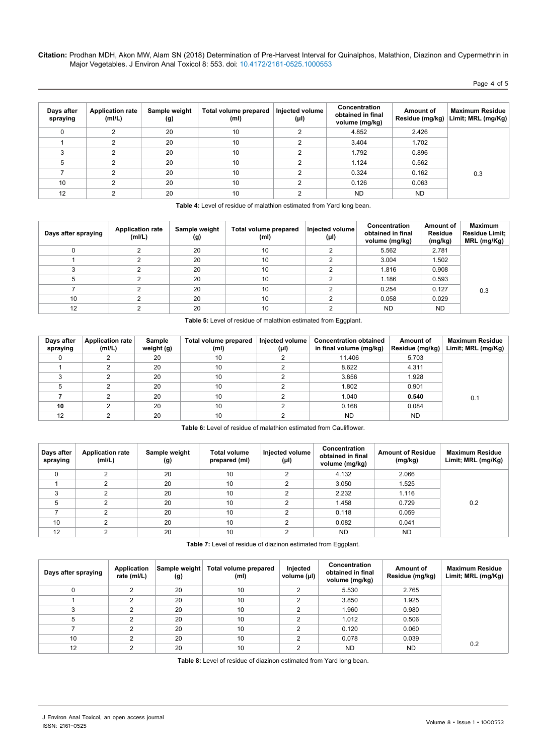| Days after spraying | Application rate (ml/L) | Sample weight (g) | Total volume prepared (ml) | Injected volume (µl) | Concentration obtained in final volume (mg/kg) | Amount of Residue (mg/kg) | Maximum Residue Limit; MRL (mg/Kg) |
|---|---|---|---|---|---|---|---|
| 0 | 2 | 20 | 10 | 2 | 4.852 | 2.426 | 0.3 |
| 1 | 2 | 20 | 10 | 2 | 3.404 | 1.702 | |
| 3 | 2 | 20 | 10 | 2 | 1.792 | 0.896 | |
| 5 | 2 | 20 | 10 | 2 | 1.124 | 0.562 | |
| 7 | 2 | 20 | 10 | 2 | 0.324 | 0.162 | |
| 10 | 2 | 20 | 10 | 2 | 0.126 | 0.063 | |
| 12 | 2 | 20 | 10 | 2 | ND | ND | |

**Table 4:** Level of residue of malathion estimated from Yard long bean.

| Days after spraying | Application rate (ml/L) | Sample weight (g) | Total volume prepared (ml) | Injected volume (µl) | Concentration obtained in final volume (mg/kg) | Amount of Residue (mg/kg) | Maximum Residue Limit; MRL (mg/Kg) |
|---|---|---|---|---|---|---|---|
| 0 | 2 | 20 | 10 | 2 | 5.562 | 2.781 | 0.3 |
| 1 | 2 | 20 | 10 | 2 | 3.004 | 1.502 | |
| 3 | 2 | 20 | 10 | 2 | 1.816 | 0.908 | |
| 5 | 2 | 20 | 10 | 2 | 1.186 | 0.593 | |
| 7 | 2 | 20 | 10 | 2 | 0.254 | 0.127 | |
| 10 | 2 | 20 | 10 | 2 | 0.058 | 0.029 | |
| 12 | 2 | 20 | 10 | 2 | ND | ND | |

**Table 5:** Level of residue of malathion estimated from Eggplant.

| Days after spraying | Application rate (ml/L) | Sample weight (g) | Total volume prepared (ml) | Injected volume (µl) | Concentration obtained in final volume (mg/kg) | Amount of Residue (mg/kg) | Maximum Residue Limit; MRL (mg/Kg) |
|---|---|---|---|---|---|---|---|
| 0 | 2 | 20 | 10 | 2 | 11.406 | 5.703 | 0.1 |
| 1 | 2 | 20 | 10 | 2 | 8.622 | 4.311 | |
| 3 | 2 | 20 | 10 | 2 | 3.856 | 1.928 | |
| 5 | 2 | 20 | 10 | 2 | 1.802 | 0.901 | |
| **7** | 2 | 20 | 10 | 2 | 1.040 | **0.540** | |
| **10** | 2 | 20 | 10 | 2 | 0.168 | 0.084 | |
| 12 | 2 | 20 | 10 | 2 | ND | ND | |

**Table 6:** Level of residue of malathion estimated from Cauliflower.

| Days after spraying | Application rate (ml/L) | Sample weight (g) | Total volume prepared (ml) | Injected volume (µl) | Concentration obtained in final volume (mg/kg) | Amount of Residue (mg/kg) | Maximum Residue Limit; MRL (mg/Kg) |
|---|---|---|---|---|---|---|---|
| 0 | 2 | 20 | 10 | 2 | 4.132 | 2.066 | 0.2 |
| 1 | 2 | 20 | 10 | 2 | 3.050 | 1.525 | |
| 3 | 2 | 20 | 10 | 2 | 2.232 | 1.116 | |
| 5 | 2 | 20 | 10 | 2 | 1.458 | 0.729 | |
| 7 | 2 | 20 | 10 | 2 | 0.118 | 0.059 | |
| 10 | 2 | 20 | 10 | 2 | 0.082 | 0.041 | |
| 12 | 2 | 20 | 10 | 2 | ND | ND | |

**Table 7:** Level of residue of diazinon estimated from Eggplant.

| Days after spraying | Application rate (ml/L) | Sample weight (g) | Total volume prepared (ml) | Injected volume (µl) | Concentration obtained in final volume (mg/kg) | Amount of Residue (mg/kg) | Maximum Residue Limit; MRL (mg/Kg) |
|---|---|---|---|---|---|---|---|
| 0 | 2 | 20 | 10 | 2 | 5.530 | 2.765 | 0.2 |
| 1 | 2 | 20 | 10 | 2 | 3.850 | 1.925 | |
| 3 | 2 | 20 | 10 | 2 | 1.960 | 0.980 | |
| 5 | 2 | 20 | 10 | 2 | 1.012 | 0.506 | |
| 7 | 2 | 20 | 10 | 2 | 0.120 | 0.060 | |
| 10 | 2 | 20 | 10 | 2 | 0.078 | 0.039 | |
| 12 | 2 | 20 | 10 | 2 | ND | ND | |

**Table 8:** Level of residue of diazinon estimated from Yard long bean.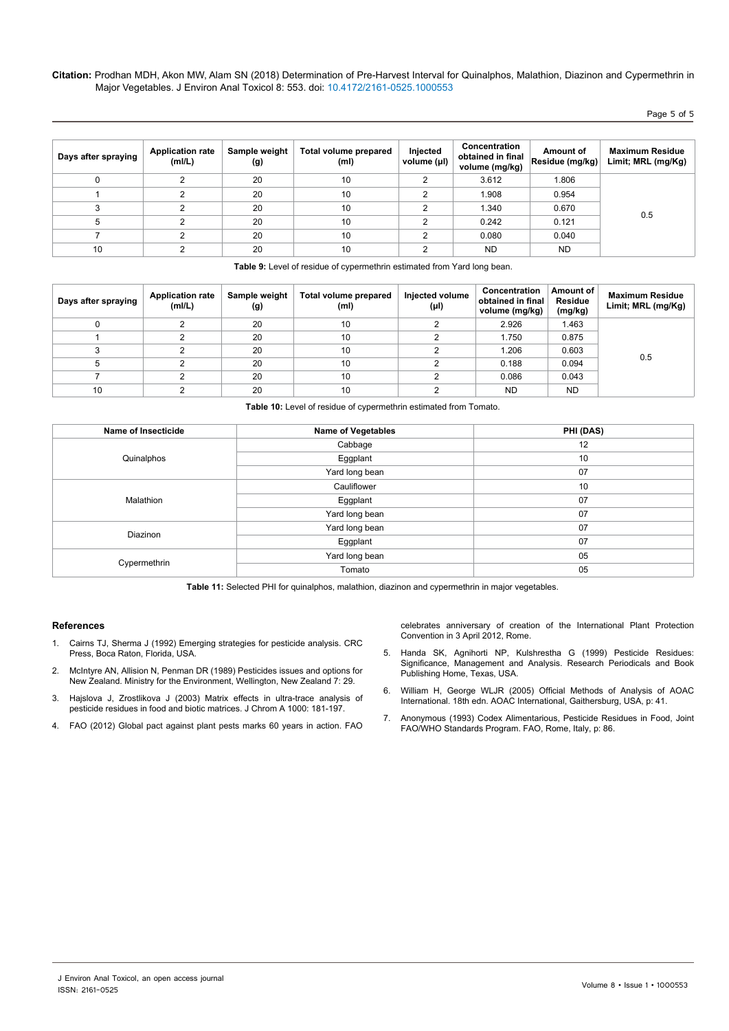| Days after spraying | Application rate (ml/L) | Sample weight (g) | Total volume prepared (ml) | Injected volume (µl) | Concentration obtained in final volume (mg/kg) | Amount of Residue (mg/kg) | Maximum Residue Limit; MRL (mg/Kg) |
|---|---|---|---|---|---|---|---|
| 0 | 2 | 20 | 10 | 2 | 3.612 | 1.806 | 0.5 |
| 1 | 2 | 20 | 10 | 2 | 1.908 | 0.954 | |
| 3 | 2 | 20 | 10 | 2 | 1.340 | 0.670 | |
| 5 | 2 | 20 | 10 | 2 | 0.242 | 0.121 | |
| 7 | 2 | 20 | 10 | 2 | 0.080 | 0.040 | |
| 10 | 2 | 20 | 10 | 2 | ND | ND | |

**Table 9:** Level of residue of cypermethrin estimated from Yard long bean.

| Days after spraying | Application rate (ml/L) | Sample weight (g) | Total volume prepared (ml) | Injected volume (µl) | Concentration obtained in final volume (mg/kg) | Amount of Residue (mg/kg) | Maximum Residue Limit; MRL (mg/Kg) |
|---|---|---|---|---|---|---|---|
| 0 | 2 | 20 | 10 | 2 | 2.926 | 1.463 | 0.5 |
| 1 | 2 | 20 | 10 | 2 | 1.750 | 0.875 | |
| 3 | 2 | 20 | 10 | 2 | 1.206 | 0.603 | |
| 5 | 2 | 20 | 10 | 2 | 0.188 | 0.094 | |
| 7 | 2 | 20 | 10 | 2 | 0.086 | 0.043 | |
| 10 | 2 | 20 | 10 | 2 | ND | ND | |

**Table 10:** Level of residue of cypermethrin estimated from Tomato.

| Name of Insecticide | Name of Vegetables | PHI (DAS) |
|---|---|---|
| Quinalphos | Cabbage | 12 |
| | Eggplant | 10 |
| | Yard long bean | 07 |
| Malathion | Cauliflower | 10 |
| | Eggplant | 07 |
| | Yard long bean | 07 |
| Diazinon | Yard long bean | 07 |
| | Eggplant | 07 |
| Cypermethrin | Yard long bean | 05 |
| | Tomato | 05 |

**Table 11:** Selected PHI for quinalphos, malathion, diazinon and cypermethrin in major vegetables.

## References

1. Cairns TJ, Sherma J (1992) Emerging strategies for pesticide analysis. CRC Press, Boca Raton, Florida, USA.
2. McIntyre AN, Allision N, Penman DR (1989) Pesticides issues and options for New Zealand. Ministry for the Environment, Wellington, New Zealand 7: 29.
3. Hajslova J, Zrostlikova J (2003) Matrix effects in ultra-trace analysis of pesticide residues in food and biotic matrices. J Chrom A 1000: 181-197.
4. FAO (2012) Global pact against plant pests marks 60 years in action. FAO celebrates anniversary of creation of the International Plant Protection Convention in 3 April 2012, Rome.
5. Handa SK, Agnihorti NP, Kulshrestha G (1999) Pesticide Residues: Significance, Management and Analysis. Research Periodicals and Book Publishing Home, Texas, USA.
6. William H, George WLJR (2005) Official Methods of Analysis of AOAC International. 18th edn. AOAC International, Gaithersburg, USA, p: 41.
7. Anonymous (1993) Codex Alimentarious, Pesticide Residues in Food, Joint FAO/WHO Standards Program. FAO, Rome, Italy, p: 86.